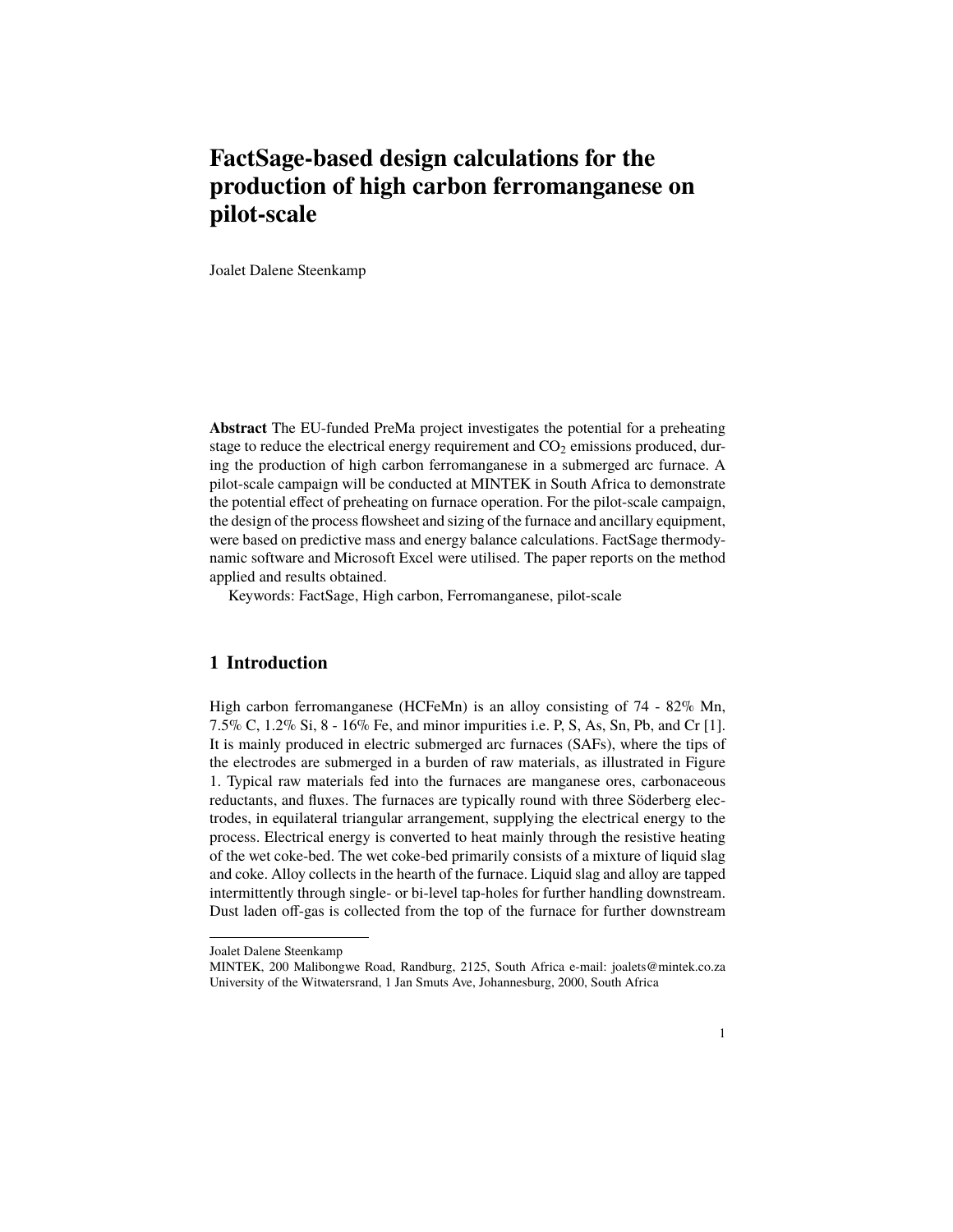# FactSage-based design calculations for the production of high carbon ferromanganese on pilot-scale

Joalet Dalene Steenkamp

**Abstract** The EU-funded PreMa project investigates the potential for a preheating stage to reduce the electrical energy requirement and $CO_2$ emissions produced, during the production of high carbon ferromanganese in a submerged arc furnace. A pilot-scale campaign will be conducted at MINTEK in South Africa to demonstrate the potential effect of preheating on furnace operation. For the pilot-scale campaign, the design of the process flowsheet and sizing of the furnace and ancillary equipment, were based on predictive mass and energy balance calculations. FactSage thermodynamic software and Microsoft Excel were utilised. The paper reports on the method applied and results obtained.

Keywords: FactSage, High carbon, Ferromanganese, pilot-scale

## 1 Introduction

High carbon ferromanganese (HCFeMn) is an alloy consisting of 74 - 82% Mn, 7.5% C, 1.2% Si, 8 - 16% Fe, and minor impurities i.e. P, S, As, Sn, Pb, and Cr [1]. It is mainly produced in electric submerged arc furnaces (SAFs), where the tips of the electrodes are submerged in a burden of raw materials, as illustrated in Figure 1. Typical raw materials fed into the furnaces are manganese ores, carbonaceous reductants, and fluxes. The furnaces are typically round with three Söderberg electrodes, in equilateral triangular arrangement, supplying the electrical energy to the process. Electrical energy is converted to heat mainly through the resistive heating of the wet coke-bed. The wet coke-bed primarily consists of a mixture of liquid slag and coke. Alloy collects in the hearth of the furnace. Liquid slag and alloy are tapped intermittently through single- or bi-level tap-holes for further handling downstream. Dust laden off-gas is collected from the top of the furnace for further downstream

---

Joalet Dalene Steenkamp

MINTEK, 200 Malibongwe Road, Randburg, 2125, South Africa e-mail: joalets@mintek.co.za

University of the Witwatersrand, 1 Jan Smuts Ave, Johannesburg, 2000, South Africa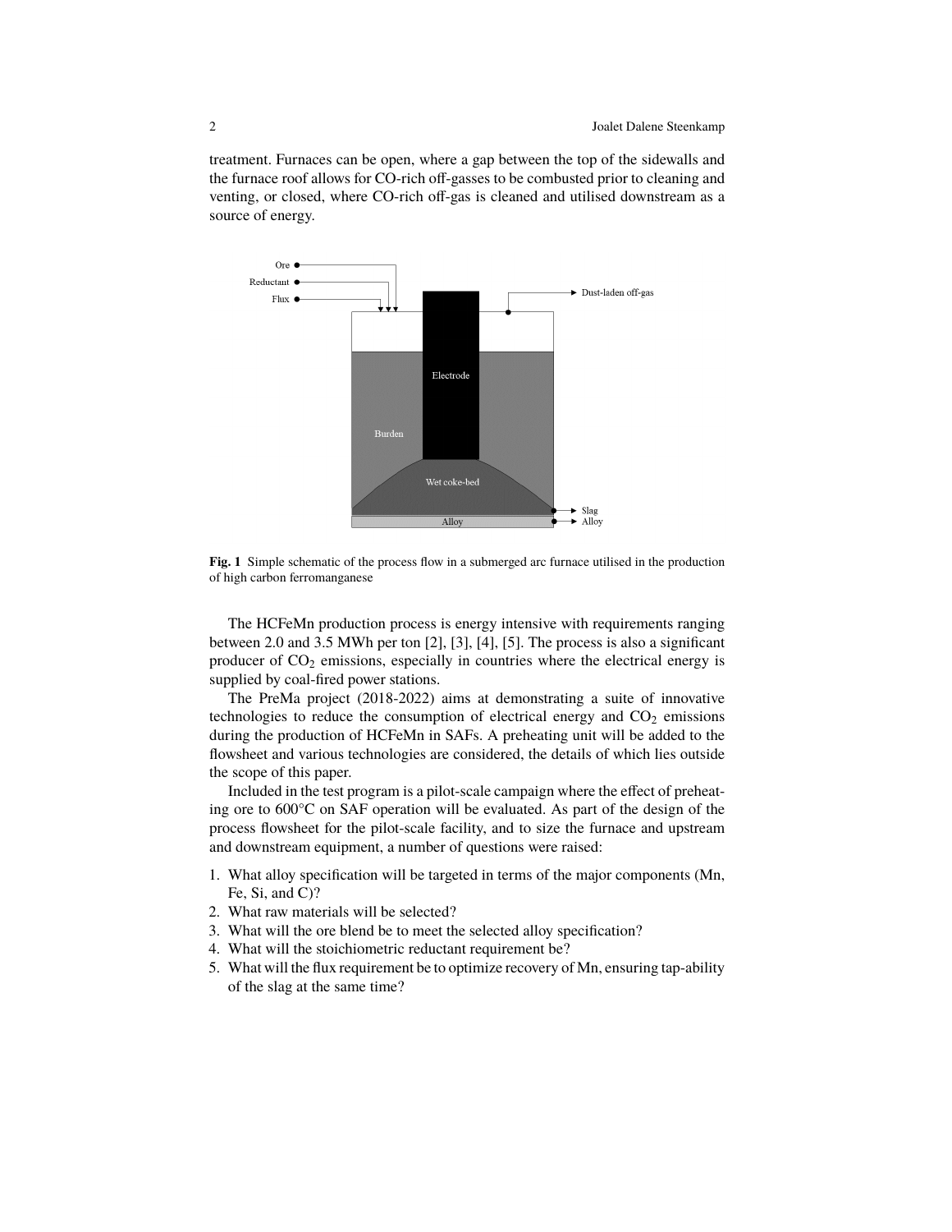treatment. Furnaces can be open, where a gap between the top of the sidewalls and the furnace roof allows for CO-rich off-gasses to be combusted prior to cleaning and venting, or closed, where CO-rich off-gas is cleaned and utilised downstream as a source of energy.

**Fig. 1** Simple schematic of the process flow in a submerged arc furnace utilised in the production of high carbon ferromanganese

The HCFeMn production process is energy intensive with requirements ranging between 2.0 and 3.5 MWh per ton [2], [3], [4], [5]. The process is also a significant producer of $CO_2$ emissions, especially in countries where the electrical energy is supplied by coal-fired power stations.

The PreMa project (2018-2022) aims at demonstrating a suite of innovative technologies to reduce the consumption of electrical energy and $CO_2$ emissions during the production of HCFeMn in SAFs. A preheating unit will be added to the flowsheet and various technologies are considered, the details of which lies outside the scope of this paper.

Included in the test program is a pilot-scale campaign where the effect of preheating ore to 600°C on SAF operation will be evaluated. As part of the design of the process flowsheet for the pilot-scale facility, and to size the furnace and upstream and downstream equipment, a number of questions were raised:

1. What alloy specification will be targeted in terms of the major components (Mn, Fe, Si, and C)?
2. What raw materials will be selected?
3. What will the ore blend be to meet the selected alloy specification?
4. What will the stoichiometric reductant requirement be?
5. What will the flux requirement be to optimize recovery of Mn, ensuring tap-ability of the slag at the same time?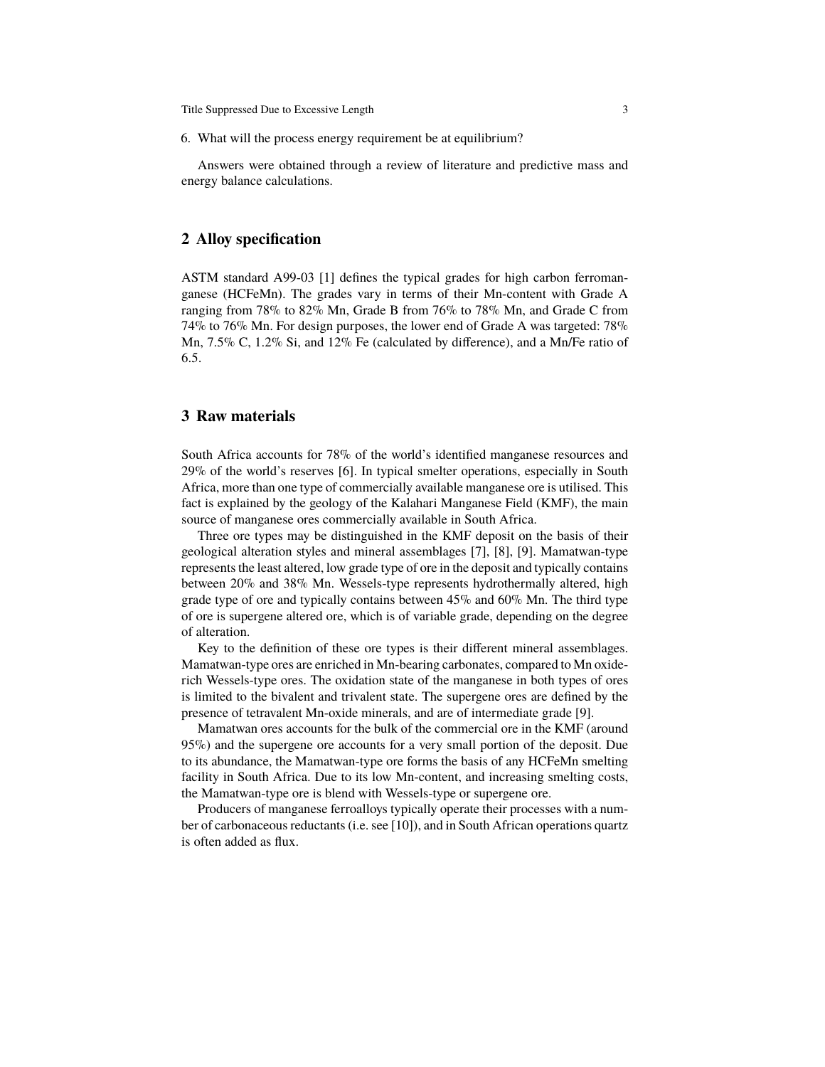6. What will the process energy requirement be at equilibrium?

Answers were obtained through a review of literature and predictive mass and energy balance calculations.

## 2 Alloy specification

ASTM standard A99-03 [1] defines the typical grades for high carbon ferromanganese (HCFeMn). The grades vary in terms of their Mn-content with Grade A ranging from 78% to 82% Mn, Grade B from 76% to 78% Mn, and Grade C from 74% to 76% Mn. For design purposes, the lower end of Grade A was targeted: 78% Mn, 7.5% C, 1.2% Si, and 12% Fe (calculated by difference), and a Mn/Fe ratio of 6.5.

## 3 Raw materials

South Africa accounts for 78% of the world's identified manganese resources and 29% of the world's reserves [6]. In typical smelter operations, especially in South Africa, more than one type of commercially available manganese ore is utilised. This fact is explained by the geology of the Kalahari Manganese Field (KMF), the main source of manganese ores commercially available in South Africa.

Three ore types may be distinguished in the KMF deposit on the basis of their geological alteration styles and mineral assemblages [7], [8], [9]. Mamatwan-type represents the least altered, low grade type of ore in the deposit and typically contains between 20% and 38% Mn. Wessels-type represents hydrothermally altered, high grade type of ore and typically contains between 45% and 60% Mn. The third type of ore is supergene altered ore, which is of variable grade, depending on the degree of alteration.

Key to the definition of these ore types is their different mineral assemblages. Mamatwan-type ores are enriched in Mn-bearing carbonates, compared to Mn oxide-rich Wessels-type ores. The oxidation state of the manganese in both types of ores is limited to the bivalent and trivalent state. The supergene ores are defined by the presence of tetravalent Mn-oxide minerals, and are of intermediate grade [9].

Mamatwan ores accounts for the bulk of the commercial ore in the KMF (around 95%) and the supergene ore accounts for a very small portion of the deposit. Due to its abundance, the Mamatwan-type ore forms the basis of any HCFeMn smelting facility in South Africa. Due to its low Mn-content, and increasing smelting costs, the Mamatwan-type ore is blend with Wessels-type or supergene ore.

Producers of manganese ferroalloys typically operate their processes with a number of carbonaceous reductants (i.e. see [10]), and in South African operations quartz is often added as flux.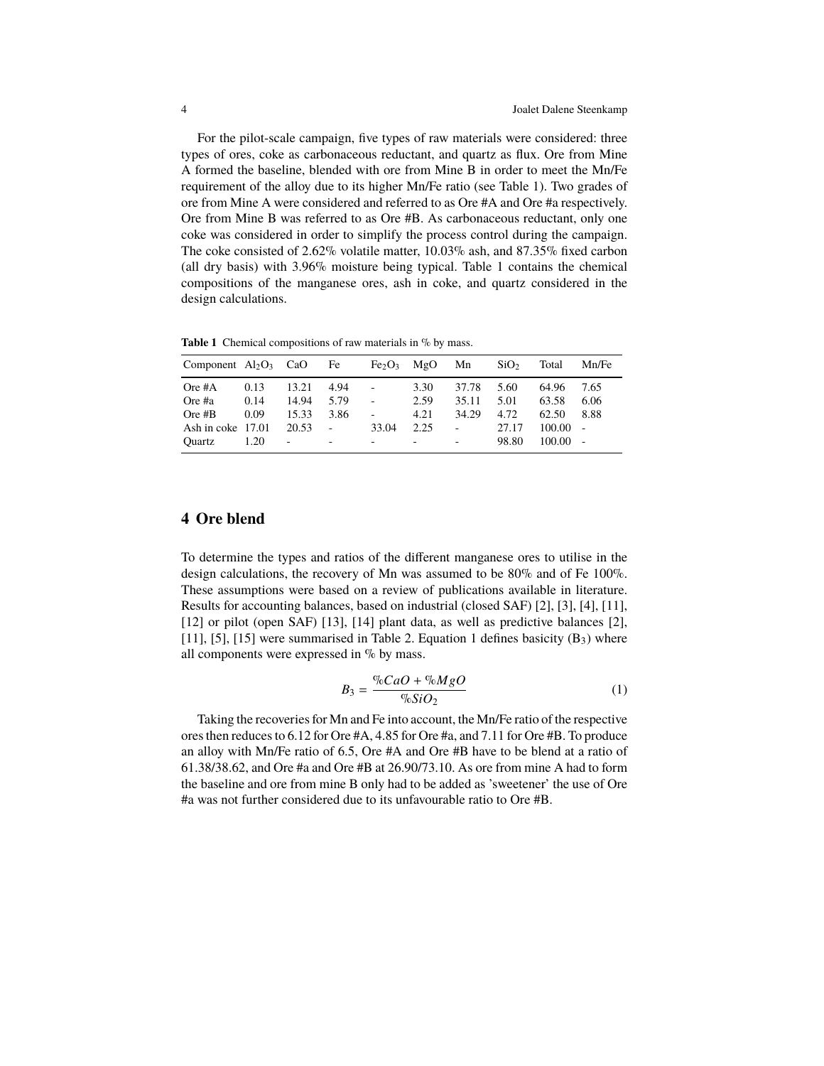For the pilot-scale campaign, five types of raw materials were considered: three types of ores, coke as carbonaceous reductant, and quartz as flux. Ore from Mine A formed the baseline, blended with ore from Mine B in order to meet the Mn/Fe requirement of the alloy due to its higher Mn/Fe ratio (see Table 1). Two grades of ore from Mine A were considered and referred to as Ore #A and Ore #a respectively. Ore from Mine B was referred to as Ore #B. As carbonaceous reductant, only one coke was considered in order to simplify the process control during the campaign. The coke consisted of 2.62% volatile matter, 10.03% ash, and 87.35% fixed carbon (all dry basis) with 3.96% moisture being typical. Table 1 contains the chemical compositions of the manganese ores, ash in coke, and quartz considered in the design calculations.

**Table 1** Chemical compositions of raw materials in % by mass.

| Component | $Al_2O_3$ | CaO | Fe | $Fe_2O_3$ | MgO | Mn | $SiO_2$ | Total | Mn/Fe |
|---|---|---|---|---|---|---|---|---|---|
| Ore #A | 0.13 | 13.21 | 4.94 | - | 3.30 | 37.78 | 5.60 | 64.96 | 7.65 |
| Ore #a | 0.14 | 14.94 | 5.79 | - | 2.59 | 35.11 | 5.01 | 63.58 | 6.06 |
| Ore #B | 0.09 | 15.33 | 3.86 | - | 4.21 | 34.29 | 4.72 | 62.50 | 8.88 |
| Ash in coke | 17.01 | 20.53 | - | 33.04 | 2.25 | - | 27.17 | 100.00 | - |
| Quartz | 1.20 | - | - | - | - | - | 98.80 | 100.00 | - |

## 4 Ore blend

To determine the types and ratios of the different manganese ores to utilise in the design calculations, the recovery of Mn was assumed to be 80% and of Fe 100%. These assumptions were based on a review of publications available in literature. Results for accounting balances, based on industrial (closed SAF) [2], [3], [4], [11], [12] or pilot (open SAF) [13], [14] plant data, as well as predictive balances [2], [11], [5], [15] were summarised in Table 2. Equation 1 defines basicity ($B_3$) where all components were expressed in % by mass.

$$B_3 = \frac{\%CaO + \%MgO}{\%SiO_2} \tag{1}$$

Taking the recoveries for Mn and Fe into account, the Mn/Fe ratio of the respective ores then reduces to 6.12 for Ore #A, 4.85 for Ore #a, and 7.11 for Ore #B. To produce an alloy with Mn/Fe ratio of 6.5, Ore #A and Ore #B have to be blend at a ratio of 61.38/38.62, and Ore #a and Ore #B at 26.90/73.10. As ore from mine A had to form the baseline and ore from mine B only had to be added as 'sweetener' the use of Ore #a was not further considered due to its unfavourable ratio to Ore #B.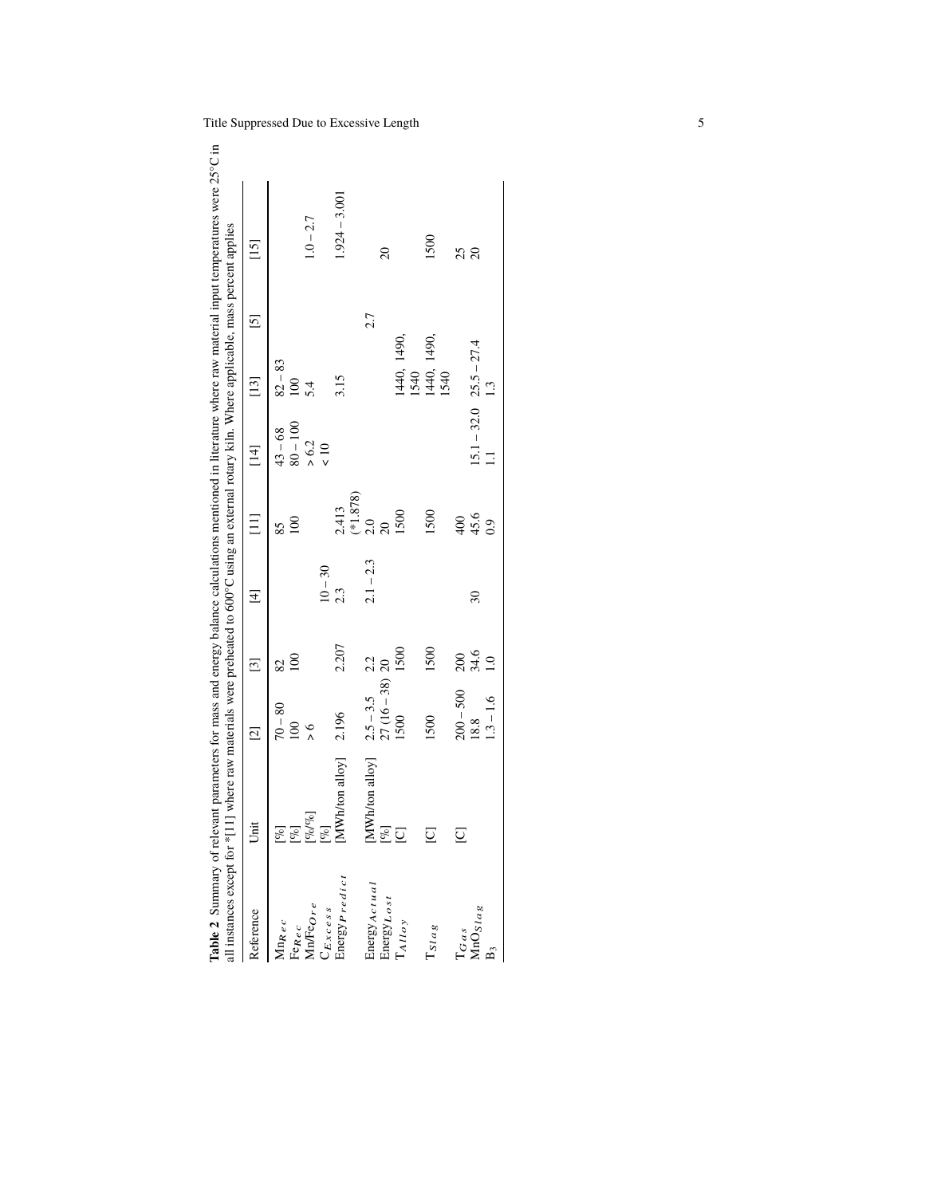**Table 2** Summary of relevant parameters for mass and energy balance calculations mentioned in literature where raw material input temperatures were 25°C in all instances except for *[11] where raw materials were preheated to 600°C using an external rotary kiln. Where applicable, mass percent applies

| Reference | Unit | [2] | [3] | [4] | [11] | [14] | [13] | [5] | [15] |
|---|---|---|---|---|---|---|---|---|---|
| $Mn_{Rec}$ | [%] | $70-80$ | 82 | | 85 | $43-68$ | $82-83$ | | |
| $Fe_{Rec}$ | [%] | 100 | 100 | | 100 | $80-100$ | 100 | | |
| $Mn/Fe_{Ore}$ | [%/%] | $>6$ | | | | $>6.2$ | 5.4 | | $1.0-2.7$ |
| $C_{Excess}$ | [%] | | | $10-30$ | | $<10$ | | | |
| $Energy_{Predict}$ | [MWh/ton alloy] | 2.196 | 2.207 | 2.3 | 2.413 (*1.878) | | 3.15 | | $1.924-3.001$ |
| $Energy_{Actual}$ | [MWh/ton alloy] | $2.5-3.5$ | 2.2 | $2.1-2.3$ | 2.0 | | | 2.7 | |
| $Energy_{Lost}$ | [%] | $27\ (16-38)$ | 20 | | 20 | | | | 20 |
| $T_{Alloy}$ | [C] | 1500 | 1500 | | 1500 | | 1440, 1490, 1540 | | |
| $T_{Slag}$ | [C] | 1500 | 1500 | | 1500 | | 1440, 1490, 1540 | | 1500 |
| $T_{Gas}$ | [C] | $200-500$ | 200 | | 400 | | | | 25 |
| $MnO_{Slag}$ | | 18.8 | 34.6 | 30 | 45.6 | $15.1-32.0$ | $25.5-27.4$ | | 20 |
| $B_3$ | | $1.3-1.6$ | 1.0 | | 0.9 | 1.1 | 1.3 | | |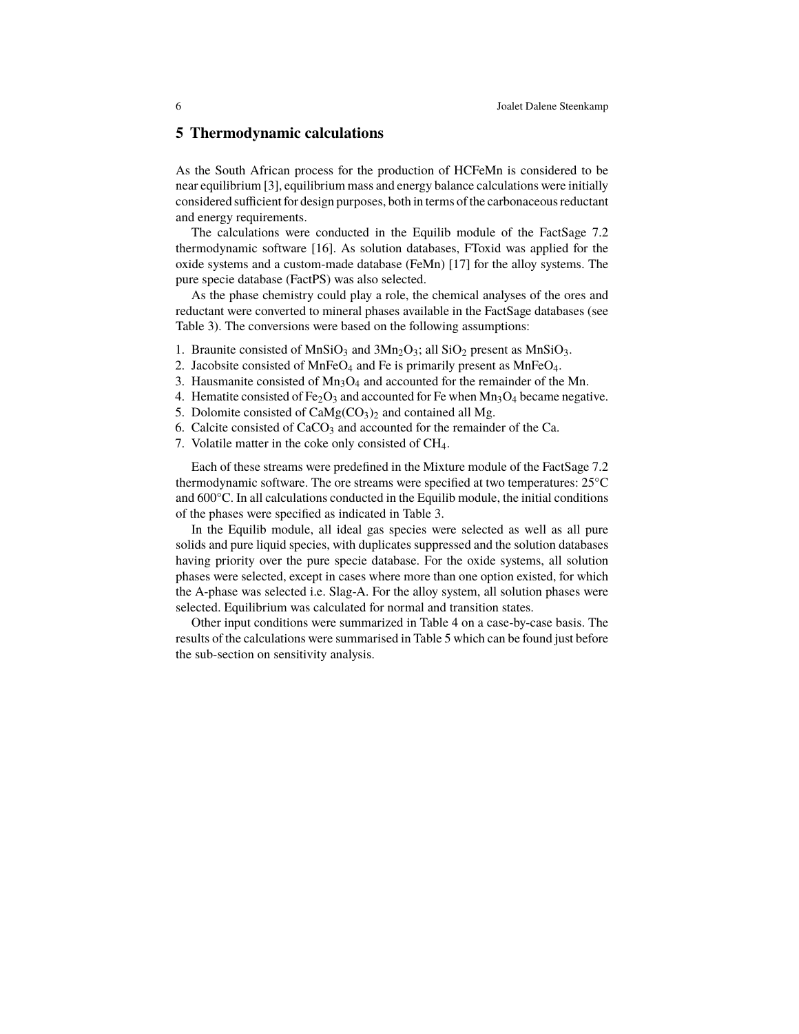## 5 Thermodynamic calculations

As the South African process for the production of HCFeMn is considered to be near equilibrium [3], equilibrium mass and energy balance calculations were initially considered sufficient for design purposes, both in terms of the carbonaceous reductant and energy requirements.

The calculations were conducted in the Equilib module of the FactSage 7.2 thermodynamic software [16]. As solution databases, FToxid was applied for the oxide systems and a custom-made database (FeMn) [17] for the alloy systems. The pure specie database (FactPS) was also selected.

As the phase chemistry could play a role, the chemical analyses of the ores and reductant were converted to mineral phases available in the FactSage databases (see Table 3). The conversions were based on the following assumptions:

1. Braunite consisted of $MnSiO_3$ and $3Mn_2O_3$; all $SiO_2$ present as $MnSiO_3$.
2. Jacobsite consisted of $MnFeO_4$ and Fe is primarily present as $MnFeO_4$.
3. Hausmanite consisted of $Mn_3O_4$ and accounted for the remainder of the Mn.
4. Hematite consisted of $Fe_2O_3$ and accounted for Fe when $Mn_3O_4$ became negative.
5. Dolomite consisted of $CaMg(CO_3)_2$ and contained all Mg.
6. Calcite consisted of $CaCO_3$ and accounted for the remainder of the Ca.
7. Volatile matter in the coke only consisted of $CH_4$.

Each of these streams were predefined in the Mixture module of the FactSage 7.2 thermodynamic software. The ore streams were specified at two temperatures: 25°C and 600°C. In all calculations conducted in the Equilib module, the initial conditions of the phases were specified as indicated in Table 3.

In the Equilib module, all ideal gas species were selected as well as all pure solids and pure liquid species, with duplicates suppressed and the solution databases having priority over the pure specie database. For the oxide systems, all solution phases were selected, except in cases where more than one option existed, for which the A-phase was selected i.e. Slag-A. For the alloy system, all solution phases were selected. Equilibrium was calculated for normal and transition states.

Other input conditions were summarized in Table 4 on a case-by-case basis. The results of the calculations were summarised in Table 5 which can be found just before the sub-section on sensitivity analysis.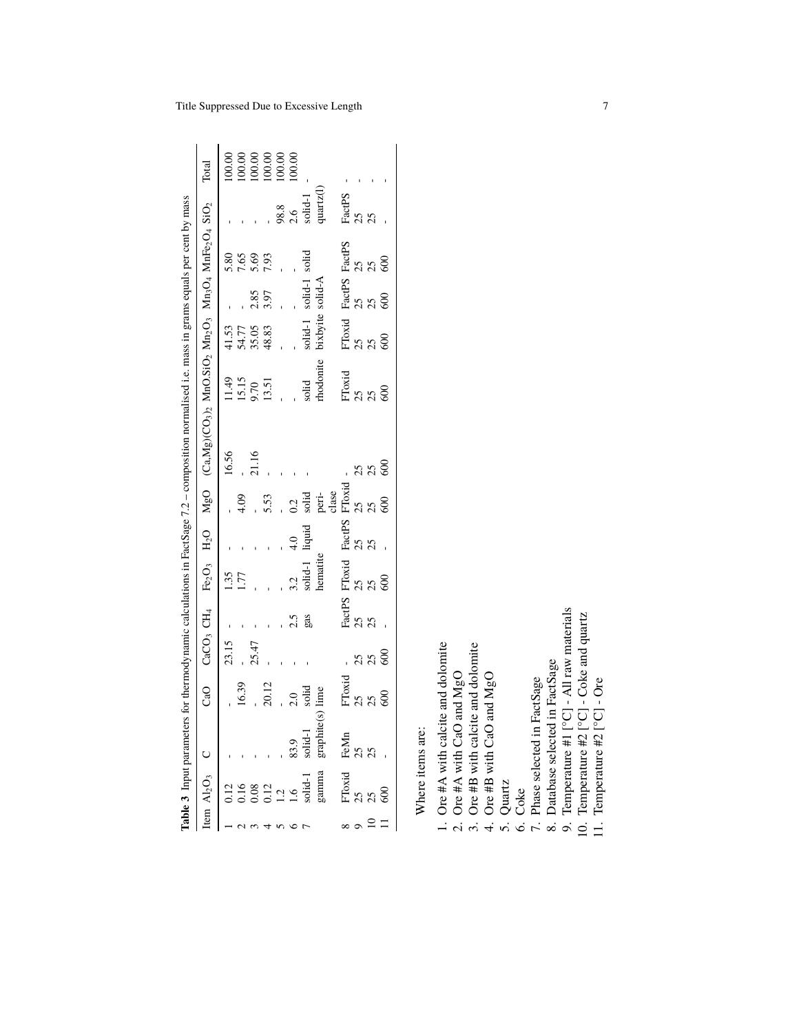**Table 3** Input parameters for thermodynamic calculations in FactSage 7.2 – composition normalised i.e. mass in grams equals per cent by mass

| Item | $Al_2O_3$ | C | CaO | $CaCO_3$ | $CH_4$ | $Fe_2O_3$ | $H_2O$ | MgO | $(Ca,Mg)(CO_3)_2$ | $MnO.SiO_2$ | $Mn_2O_3$ | $Mn_3O_4$ | $MnFe_2O_4$ | $SiO_2$ | Total |
|---|---|---|---|---|---|---|---|---|---|---|---|---|---|---|---|
| 1 | 0.12 | - | - | 23.15 | - | 1.35 | - | - | 16.56 | 11.49 | 41.53 | - | 5.80 | - | 100.00 |
| 2 | 0.16 | - | 16.39 | - | - | 1.77 | - | 4.09 | - | 15.15 | 54.77 | - | 7.65 | - | 100.00 |
| 3 | 0.08 | - | - | 25.47 | - | - | - | - | 21.16 | 9.70 | 35.05 | 2.85 | 5.69 | - | 100.00 |
| 4 | 0.12 | - | 20.12 | - | - | - | - | 5.53 | - | 13.51 | 48.83 | 3.97 | 7.93 | - | 100.00 |
| 5 | 1.2 | - | - | - | - | - | - | - | - | - | - | - | - | 98.8 | 100.00 |
| 6 | 1.6 | 83.9 | 2.0 | - | 2.5 | 3.2 | 4.0 | 0.2 | - | - | - | - | - | 2.6 | 100.00 |
| 7 | solid-1 gamma | solid-1 graphite(s) | solid lime | - | gas | solid-1 hematite | liquid | solid periclase | - | solid rhodonite | solid-1 bixbyite | solid-1 solid-A | solid | solid-1 quartz(l) | - |
| 8 | FToxid | FeMn | FToxid | - | FactPS | FToxid | FactPS | FToxid | - | FToxid | FToxid | FactPS | FactPS | FactPS | - |
| 9 | 25 | 25 | 25 | 25 | 25 | 25 | 25 | 25 | 25 | 25 | 25 | 25 | 25 | 25 | - |
| 10 | 25 | 25 | 25 | 25 | 25 | 25 | 25 | 25 | 25 | 25 | 25 | 25 | 25 | 25 | - |
| 11 | 600 | - | 600 | 600 | - | 600 | - | 600 | 600 | 600 | 600 | 600 | 600 | - | - |

Where items are:

1. Ore #A with calcite and dolomite
2. Ore #A with CaO and MgO
3. Ore #B with calcite and dolomite
4. Ore #B with CaO and MgO
5. Quartz
6. Coke
7. Phase selected in FactSage
8. Database selected in FactSage
9. Temperature #1 [°C] - All raw materials
10. Temperature #2 [°C] - Coke and quartz
11. Temperature #2 [°C] - Ore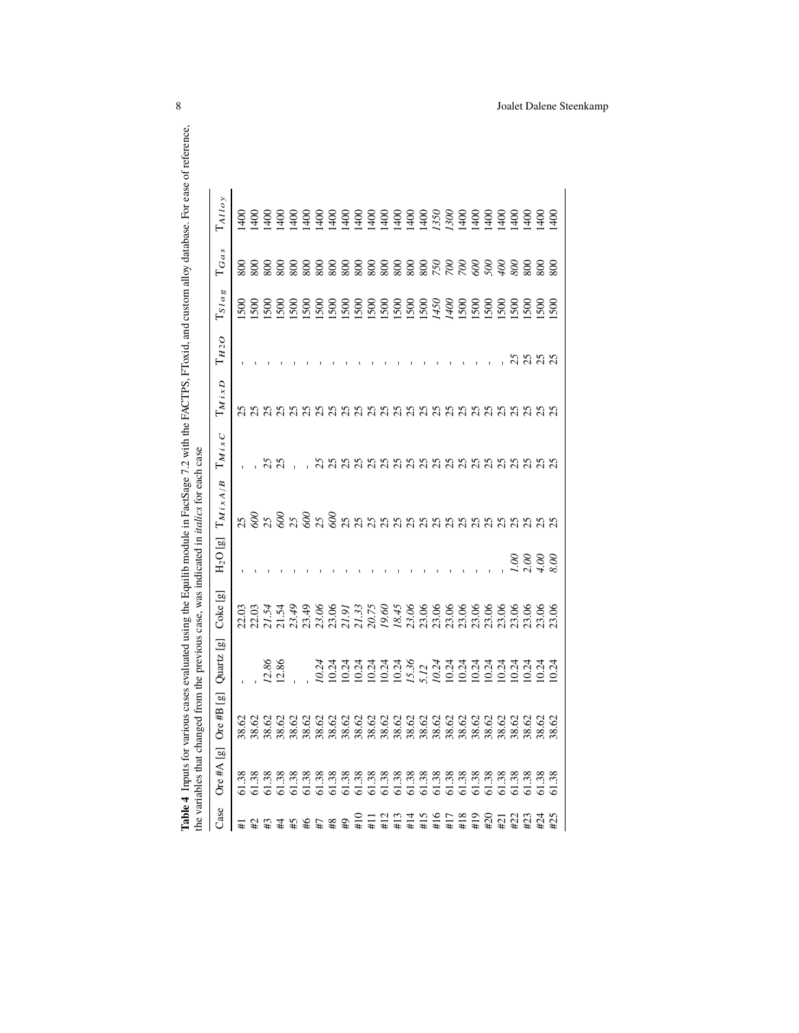**Table 4** Inputs for various cases evaluated using the Equilib module in FactSage 7.2 with the FACTPS, FToxid, and custom alloy database. For ease of reference, the variables that changed from the previous case, was indicated in *italics* for each case

| Case | Ore #A [g] | Ore #B [g] | Quartz [g] | Coke [g] | $H_2O$ [g] | $T_{MixA/B}$ | $T_{MixC}$ | $T_{MixD}$ | $T_{H2O}$ | $T_{Slag}$ | $T_{Gas}$ | $T_{Alloy}$ |
|---|---|---|---|---|---|---|---|---|---|---|---|---|
| #1 | 61.38 | 38.62 | - | 22.03 | - | 25 | - | 25 | - | 1500 | 800 | 1400 |
| #2 | 61.38 | 38.62 | - | 22.03 | - | *600* | - | 25 | - | 1500 | 800 | 1400 |
| #3 | 61.38 | 38.62 | *12.86* | *21.54* | - | *25* | *25* | 25 | - | 1500 | 800 | 1400 |
| #4 | 61.38 | 38.62 | 12.86 | 21.54 | - | *600* | 25 | 25 | - | 1500 | 800 | 1400 |
| #5 | 61.38 | 38.62 | - | *23.49* | - | *25* | - | 25 | - | 1500 | 800 | 1400 |
| #6 | 61.38 | 38.62 | - | 23.49 | - | *600* | - | 25 | - | 1500 | 800 | 1400 |
| #7 | 61.38 | 38.62 | *10.24* | *23.06* | - | *25* | *25* | 25 | - | 1500 | 800 | 1400 |
| #8 | 61.38 | 38.62 | 10.24 | 23.06 | - | *600* | 25 | 25 | - | 1500 | 800 | 1400 |
| #9 | 61.38 | 38.62 | 10.24 | *21.91* | - | *25* | 25 | 25 | - | 1500 | 800 | 1400 |
| #10 | 61.38 | 38.62 | 10.24 | *21.33* | - | 25 | 25 | 25 | - | 1500 | 800 | 1400 |
| #11 | 61.38 | 38.62 | 10.24 | *20.75* | - | 25 | 25 | 25 | - | 1500 | 800 | 1400 |
| #12 | 61.38 | 38.62 | 10.24 | *19.60* | - | 25 | 25 | 25 | - | 1500 | 800 | 1400 |
| #13 | 61.38 | 38.62 | 10.24 | *18.45* | - | 25 | 25 | 25 | - | 1500 | 800 | 1400 |
| #14 | 61.38 | 38.62 | *15.36* | *23.06* | - | 25 | 25 | 25 | - | 1500 | 800 | 1400 |
| #15 | 61.38 | 38.62 | *5.12* | 23.06 | - | 25 | 25 | 25 | - | 1500 | 800 | 1400 |
| #16 | 61.38 | 38.62 | *10.24* | 23.06 | - | 25 | 25 | 25 | - | *1450* | *750* | *1350* |
| #17 | 61.38 | 38.62 | 10.24 | 23.06 | - | 25 | 25 | 25 | - | *1400* | *700* | *1300* |
| #18 | 61.38 | 38.62 | 10.24 | 23.06 | - | 25 | 25 | 25 | - | 1500 | *700* | 1400 |
| #19 | 61.38 | 38.62 | 10.24 | 23.06 | - | 25 | 25 | 25 | - | 1500 | *600* | 1400 |
| #20 | 61.38 | 38.62 | 10.24 | 23.06 | - | 25 | 25 | 25 | - | 1500 | *500* | 1400 |
| #21 | 61.38 | 38.62 | 10.24 | 23.06 | - | 25 | 25 | 25 | - | 1500 | *400* | 1400 |
| #22 | 61.38 | 38.62 | 10.24 | 23.06 | *1.00* | 25 | 25 | 25 | *25* | 1500 | *800* | 1400 |
| #23 | 61.38 | 38.62 | 10.24 | 23.06 | *2.00* | 25 | 25 | 25 | 25 | 1500 | 800 | 1400 |
| #24 | 61.38 | 38.62 | 10.24 | 23.06 | *4.00* | 25 | 25 | 25 | 25 | 1500 | 800 | 1400 |
| #25 | 61.38 | 38.62 | 10.24 | 23.06 | *8.00* | 25 | 25 | 25 | 25 | 1500 | 800 | 1400 |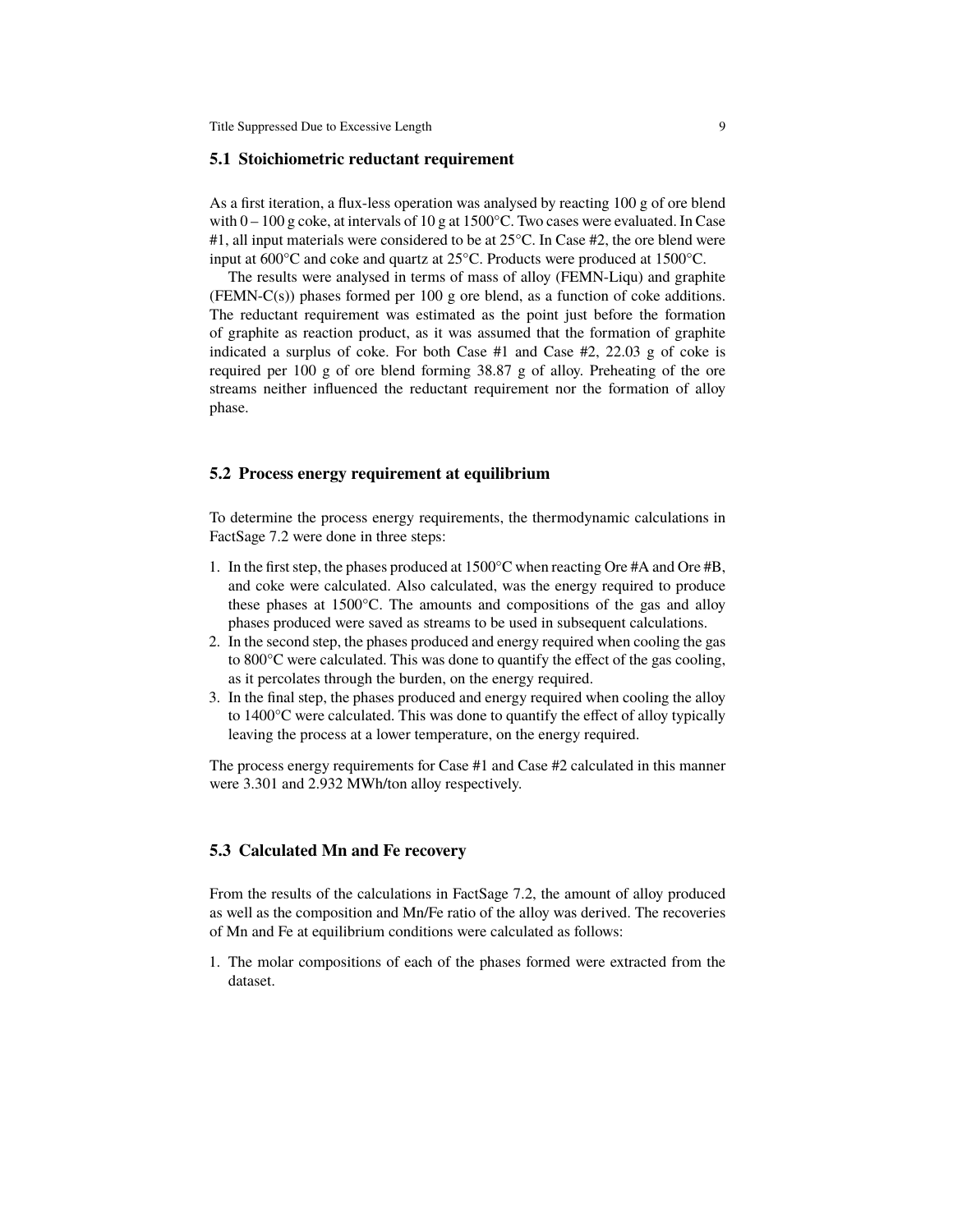### 5.1 Stoichiometric reductant requirement

As a first iteration, a flux-less operation was analysed by reacting 100 g of ore blend with 0 – 100 g coke, at intervals of 10 g at 1500°C. Two cases were evaluated. In Case #1, all input materials were considered to be at 25°C. In Case #2, the ore blend were input at 600°C and coke and quartz at 25°C. Products were produced at 1500°C.

The results were analysed in terms of mass of alloy (FEMN-Liqu) and graphite (FEMN-C(s)) phases formed per 100 g ore blend, as a function of coke additions. The reductant requirement was estimated as the point just before the formation of graphite as reaction product, as it was assumed that the formation of graphite indicated a surplus of coke. For both Case #1 and Case #2, 22.03 g of coke is required per 100 g of ore blend forming 38.87 g of alloy. Preheating of the ore streams neither influenced the reductant requirement nor the formation of alloy phase.

### 5.2 Process energy requirement at equilibrium

To determine the process energy requirements, the thermodynamic calculations in FactSage 7.2 were done in three steps:

1. In the first step, the phases produced at 1500°C when reacting Ore #A and Ore #B, and coke were calculated. Also calculated, was the energy required to produce these phases at 1500°C. The amounts and compositions of the gas and alloy phases produced were saved as streams to be used in subsequent calculations.
2. In the second step, the phases produced and energy required when cooling the gas to 800°C were calculated. This was done to quantify the effect of the gas cooling, as it percolates through the burden, on the energy required.
3. In the final step, the phases produced and energy required when cooling the alloy to 1400°C were calculated. This was done to quantify the effect of alloy typically leaving the process at a lower temperature, on the energy required.

The process energy requirements for Case #1 and Case #2 calculated in this manner were 3.301 and 2.932 MWh/ton alloy respectively.

### 5.3 Calculated Mn and Fe recovery

From the results of the calculations in FactSage 7.2, the amount of alloy produced as well as the composition and Mn/Fe ratio of the alloy was derived. The recoveries of Mn and Fe at equilibrium conditions were calculated as follows:

1. The molar compositions of each of the phases formed were extracted from the dataset.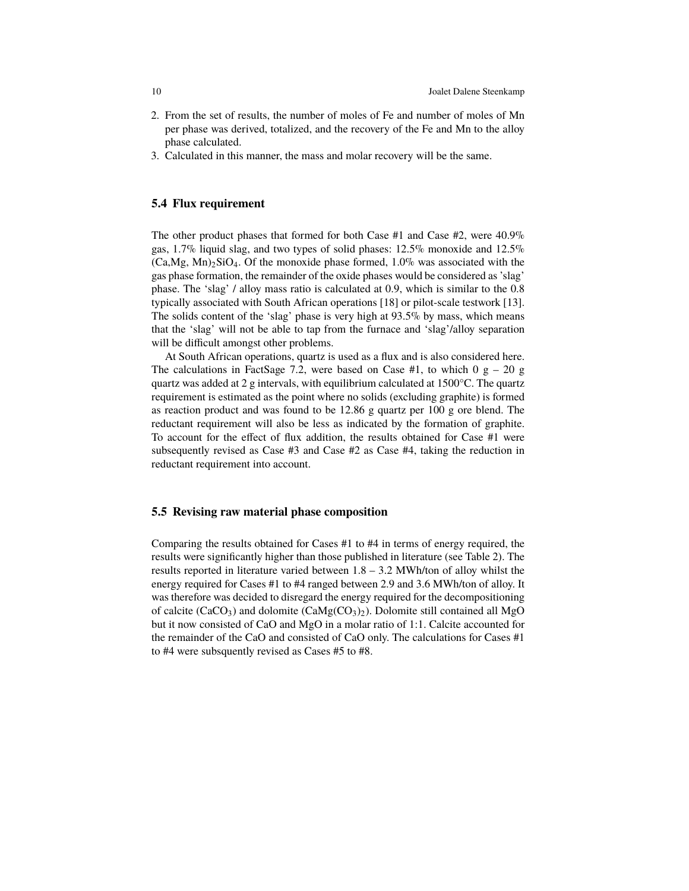2. From the set of results, the number of moles of Fe and number of moles of Mn per phase was derived, totalized, and the recovery of the Fe and Mn to the alloy phase calculated.
3. Calculated in this manner, the mass and molar recovery will be the same.

## 5.4 Flux requirement

The other product phases that formed for both Case #1 and Case #2, were 40.9% gas, 1.7% liquid slag, and two types of solid phases: 12.5% monoxide and 12.5% $(Ca,Mg, Mn)_2SiO_4$. Of the monoxide phase formed, 1.0% was associated with the gas phase formation, the remainder of the oxide phases would be considered as 'slag' phase. The 'slag' / alloy mass ratio is calculated at 0.9, which is similar to the 0.8 typically associated with South African operations [18] or pilot-scale testwork [13]. The solids content of the 'slag' phase is very high at 93.5% by mass, which means that the 'slag' will not be able to tap from the furnace and 'slag'/alloy separation will be difficult amongst other problems.

At South African operations, quartz is used as a flux and is also considered here. The calculations in FactSage 7.2, were based on Case #1, to which 0 g – 20 g quartz was added at 2 g intervals, with equilibrium calculated at 1500°C. The quartz requirement is estimated as the point where no solids (excluding graphite) is formed as reaction product and was found to be 12.86 g quartz per 100 g ore blend. The reductant requirement will also be less as indicated by the formation of graphite. To account for the effect of flux addition, the results obtained for Case #1 were subsequently revised as Case #3 and Case #2 as Case #4, taking the reduction in reductant requirement into account.

## 5.5 Revising raw material phase composition

Comparing the results obtained for Cases #1 to #4 in terms of energy required, the results were significantly higher than those published in literature (see Table 2). The results reported in literature varied between 1.8 – 3.2 MWh/ton of alloy whilst the energy required for Cases #1 to #4 ranged between 2.9 and 3.6 MWh/ton of alloy. It was therefore was decided to disregard the energy required for the decompositioning of calcite ($CaCO_3$) and dolomite ($CaMg(CO_3)_2$). Dolomite still contained all MgO but it now consisted of CaO and MgO in a molar ratio of 1:1. Calcite accounted for the remainder of the CaO and consisted of CaO only. The calculations for Cases #1 to #4 were subsquently revised as Cases #5 to #8.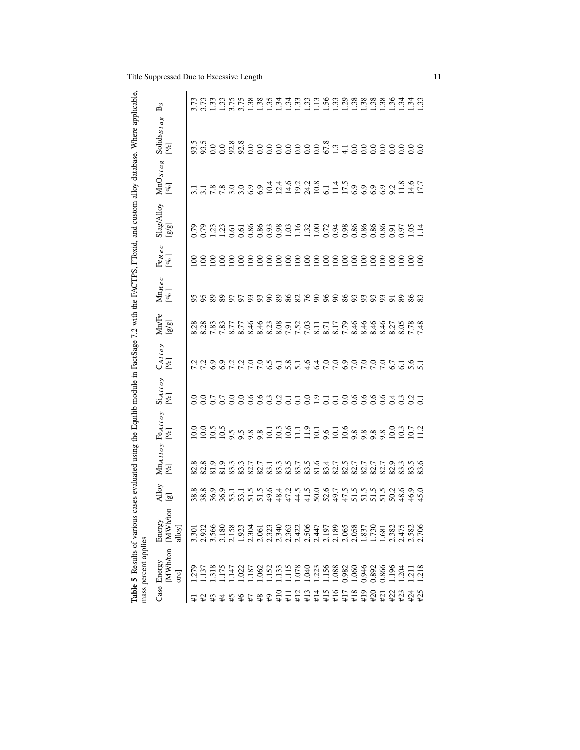**Table 5** Results of various cases evaluated using the Equilib module in FactSage 7.2 with the FACTPS, FToxid, and custom alloy database. Where applicable, mass percent applies

| Case | Energy [MWh/ton ore] | Energy [MWh/ton alloy] | Alloy [g] | $Mn_{Alloy}$ [%] | $Fe_{Alloy}$ [%] | $Si_{Alloy}$ [%] | $C_{Alloy}$ [%] | Mn/Fe [g/g] | $Mn_{Rec}$ [% ] | $Fe_{Rec}$ [% ] | Slag/Alloy [g/g] | $MnO_{Slag}$ [%] | $Solids_{Slag}$ [%] | $B_3$ |
|---|---|---|---|---|---|---|---|---|---|---|---|---|---|---|
| #1 | 1.279 | 3.301 | 38.8 | 82.8 | 10.0 | 0.0 | 7.2 | 8.28 | 95 | 100 | 0.79 | 3.1 | 93.5 | 3.73 |
| #2 | 1.137 | 2.932 | 38.8 | 82.8 | 10.0 | 0.0 | 7.2 | 8.28 | 95 | 100 | 0.79 | 3.1 | 93.5 | 3.73 |
| #3 | 1.318 | 3.566 | 36.9 | 81.9 | 10.5 | 0.7 | 6.9 | 7.83 | 89 | 100 | 1.23 | 7.8 | 0.0 | 1.33 |
| #4 | 1.175 | 3.180 | 36.9 | 81.9 | 10.5 | 0.7 | 6.9 | 7.83 | 89 | 100 | 1.23 | 7.8 | 0.0 | 1.33 |
| #5 | 1.147 | 2.158 | 53.1 | 83.3 | 9.5 | 0.0 | 7.2 | 8.77 | 97 | 100 | 0.61 | 3.0 | 92.8 | 3.75 |
| #6 | 1.022 | 1.923 | 53.1 | 83.3 | 9.5 | 0.0 | 7.2 | 8.77 | 97 | 100 | 0.61 | 3.0 | 92.8 | 3.75 |
| #7 | 1.187 | 2.304 | 51.5 | 82.7 | 9.8 | 0.6 | 7.0 | 8.46 | 93 | 100 | 0.86 | 6.9 | 0.0 | 1.38 |
| #8 | 1.062 | 2.061 | 51.5 | 82.7 | 9.8 | 0.6 | 7.0 | 8.46 | 93 | 100 | 0.86 | 6.9 | 0.0 | 1.38 |
| #9 | 1.152 | 2.323 | 49.6 | 83.1 | 10.1 | 0.3 | 6.5 | 8.23 | 90 | 100 | 0.93 | 10.4 | 0.0 | 1.35 |
| #10 | 1.133 | 2.340 | 48.4 | 83.3 | 10.3 | 0.2 | 6.1 | 8.08 | 89 | 100 | 0.98 | 12.4 | 0.0 | 1.34 |
| #11 | 1.115 | 2.363 | 47.2 | 83.5 | 10.6 | 0.1 | 5.8 | 7.91 | 86 | 100 | 1.03 | 14.6 | 0.0 | 1.34 |
| #12 | 1.078 | 2.422 | 44.5 | 83.7 | 11.1 | 0.1 | 5.1 | 7.52 | 82 | 100 | 1.16 | 19.2 | 0.0 | 1.33 |
| #13 | 1.040 | 2.506 | 41.5 | 83.5 | 11.9 | 0.0 | 4.6 | 7.03 | 76 | 100 | 1.32 | 24.2 | 0.0 | 1.33 |
| #14 | 1.223 | 2.447 | 50.0 | 81.6 | 10.1 | 1.9 | 6.4 | 8.11 | 90 | 100 | 1.00 | 10.8 | 0.0 | 1.13 |
| #15 | 1.156 | 2.197 | 52.6 | 83.4 | 9.6 | 0.1 | 7.0 | 8.71 | 96 | 100 | 0.72 | 6.1 | 67.8 | 1.56 |
| #16 | 1.088 | 2.189 | 49.7 | 82.7 | 10.1 | 0.1 | 7.0 | 8.17 | 90 | 100 | 0.94 | 11.4 | 1.3 | 1.33 |
| #17 | 0.982 | 2.065 | 47.5 | 82.5 | 10.6 | 0.0 | 6.9 | 7.79 | 86 | 100 | 0.98 | 17.5 | 4.1 | 1.29 |
| #18 | 1.060 | 2.058 | 51.5 | 82.7 | 9.8 | 0.6 | 7.0 | 8.46 | 93 | 100 | 0.86 | 6.9 | 0.0 | 1.38 |
| #19 | 0.946 | 1.837 | 51.5 | 82.7 | 9.8 | 0.6 | 7.0 | 8.46 | 93 | 100 | 0.86 | 6.9 | 0.0 | 1.38 |
| #20 | 0.892 | 1.730 | 51.5 | 82.7 | 9.8 | 0.6 | 7.0 | 8.46 | 93 | 100 | 0.86 | 6.9 | 0.0 | 1.38 |
| #21 | 0.866 | 1.681 | 51.5 | 82.7 | 9.8 | 0.6 | 7.0 | 8.46 | 93 | 100 | 0.86 | 6.9 | 0.0 | 1.38 |
| #22 | 1.196 | 2.382 | 50.2 | 82.9 | 10.0 | 0.4 | 6.7 | 8.27 | 91 | 100 | 0.91 | 9.2 | 0.0 | 1.36 |
| #23 | 1.204 | 2.475 | 48.6 | 83.3 | 10.3 | 0.3 | 6.1 | 8.05 | 89 | 100 | 0.97 | 11.8 | 0.0 | 1.34 |
| #24 | 1.211 | 2.582 | 46.9 | 83.5 | 10.7 | 0.2 | 5.6 | 7.78 | 86 | 100 | 1.05 | 14.6 | 0.0 | 1.34 |
| #25 | 1.218 | 2.706 | 45.0 | 83.6 | 11.2 | 0.1 | 5.1 | 7.48 | 83 | 100 | 1.14 | 17.7 | 0.0 | 1.33 |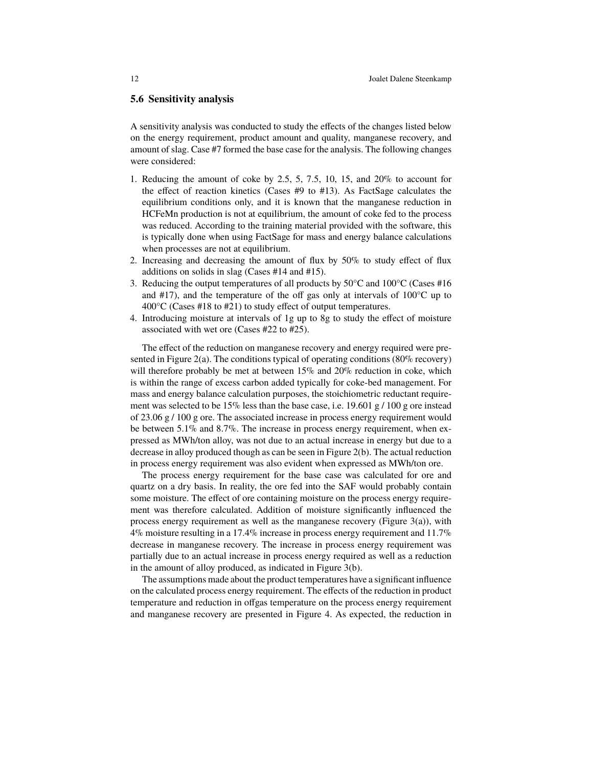### 5.6 Sensitivity analysis

A sensitivity analysis was conducted to study the effects of the changes listed below on the energy requirement, product amount and quality, manganese recovery, and amount of slag. Case #7 formed the base case for the analysis. The following changes were considered:

1. Reducing the amount of coke by 2.5, 5, 7.5, 10, 15, and 20% to account for the effect of reaction kinetics (Cases #9 to #13). As FactSage calculates the equilibrium conditions only, and it is known that the manganese reduction in HCFeMn production is not at equilibrium, the amount of coke fed to the process was reduced. According to the training material provided with the software, this is typically done when using FactSage for mass and energy balance calculations when processes are not at equilibrium.
2. Increasing and decreasing the amount of flux by 50% to study effect of flux additions on solids in slag (Cases #14 and #15).
3. Reducing the output temperatures of all products by 50°C and 100°C (Cases #16 and #17), and the temperature of the off gas only at intervals of 100°C up to 400°C (Cases #18 to #21) to study effect of output temperatures.
4. Introducing moisture at intervals of 1g up to 8g to study the effect of moisture associated with wet ore (Cases #22 to #25).

The effect of the reduction on manganese recovery and energy required were presented in Figure 2(a). The conditions typical of operating conditions (80% recovery) will therefore probably be met at between 15% and 20% reduction in coke, which is within the range of excess carbon added typically for coke-bed management. For mass and energy balance calculation purposes, the stoichiometric reductant requirement was selected to be 15% less than the base case, i.e. 19.601 g / 100 g ore instead of 23.06 g / 100 g ore. The associated increase in process energy requirement would be between 5.1% and 8.7%. The increase in process energy requirement, when expressed as MWh/ton alloy, was not due to an actual increase in energy but due to a decrease in alloy produced though as can be seen in Figure 2(b). The actual reduction in process energy requirement was also evident when expressed as MWh/ton ore.

The process energy requirement for the base case was calculated for ore and quartz on a dry basis. In reality, the ore fed into the SAF would probably contain some moisture. The effect of ore containing moisture on the process energy requirement was therefore calculated. Addition of moisture significantly influenced the process energy requirement as well as the manganese recovery (Figure 3(a)), with 4% moisture resulting in a 17.4% increase in process energy requirement and 11.7% decrease in manganese recovery. The increase in process energy requirement was partially due to an actual increase in process energy required as well as a reduction in the amount of alloy produced, as indicated in Figure 3(b).

The assumptions made about the product temperatures have a significant influence on the calculated process energy requirement. The effects of the reduction in product temperature and reduction in offgas temperature on the process energy requirement and manganese recovery are presented in Figure 4. As expected, the reduction in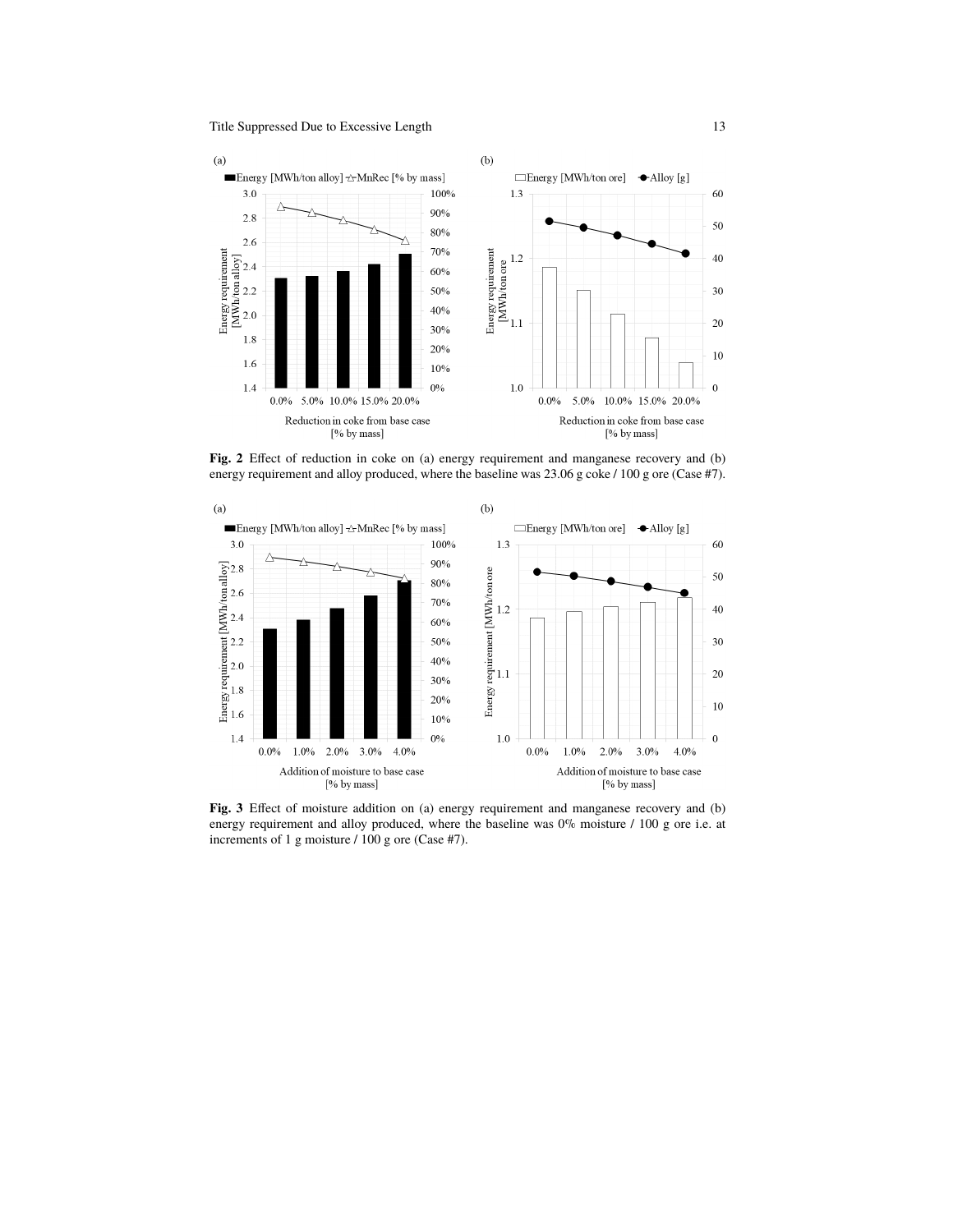**Fig. 2** Effect of reduction in coke on (a) energy requirement and manganese recovery and (b) energy requirement and alloy produced, where the baseline was 23.06 g coke / 100 g ore (Case #7).

**Fig. 3** Effect of moisture addition on (a) energy requirement and manganese recovery and (b) energy requirement and alloy produced, where the baseline was 0% moisture / 100 g ore i.e. at increments of 1 g moisture / 100 g ore (Case #7).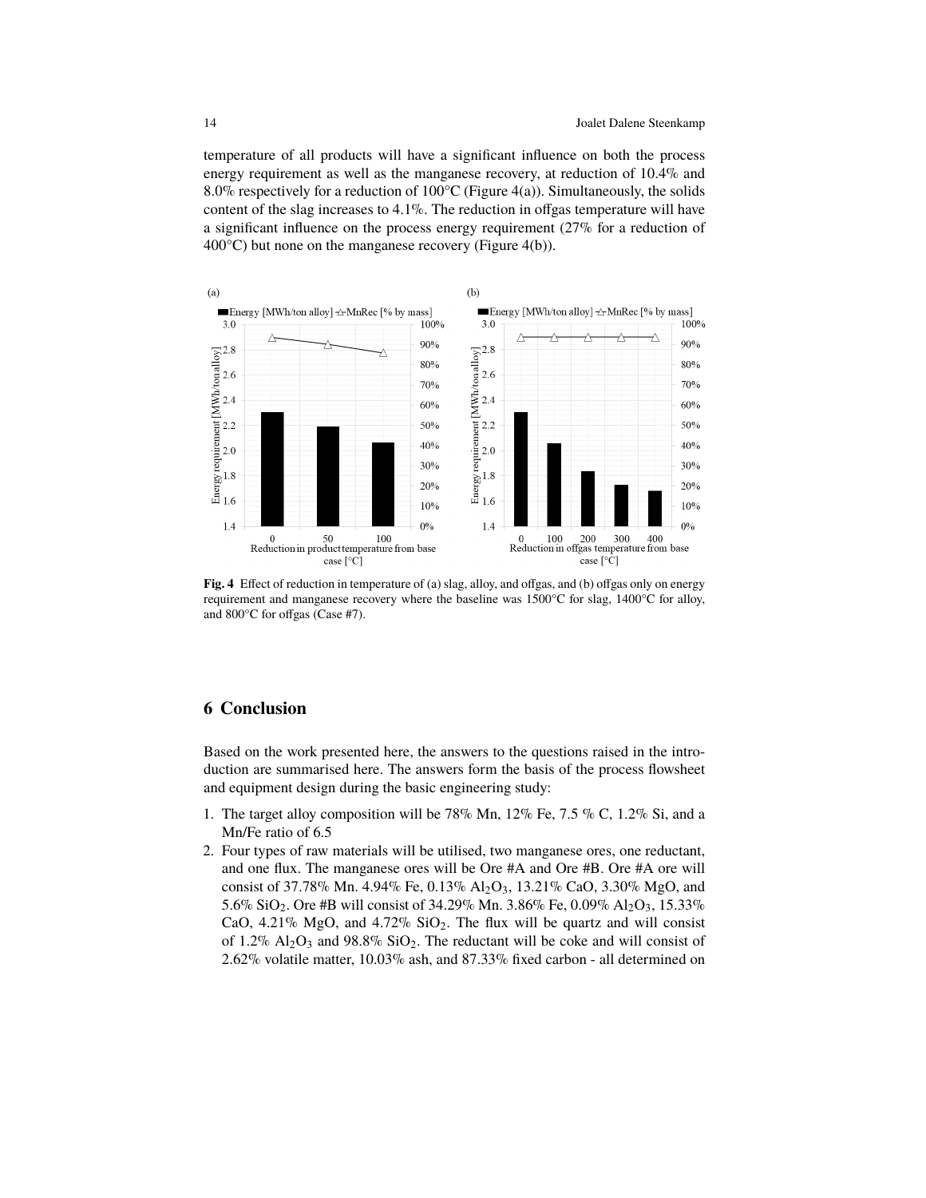temperature of all products will have a significant influence on both the process energy requirement as well as the manganese recovery, at reduction of 10.4% and 8.0% respectively for a reduction of 100°C (Figure 4(a)). Simultaneously, the solids content of the slag increases to 4.1%. The reduction in offgas temperature will have a significant influence on the process energy requirement (27% for a reduction of 400°C) but none on the manganese recovery (Figure 4(b)).

**Fig. 4** Effect of reduction in temperature of (a) slag, alloy, and offgas, and (b) offgas only on energy requirement and manganese recovery where the baseline was 1500°C for slag, 1400°C for alloy, and 800°C for offgas (Case #7).

## 6 Conclusion

Based on the work presented here, the answers to the questions raised in the introduction are summarised here. The answers form the basis of the process flowsheet and equipment design during the basic engineering study:

1. The target alloy composition will be 78% Mn, 12% Fe, 7.5 % C, 1.2% Si, and a Mn/Fe ratio of 6.5
2. Four types of raw materials will be utilised, two manganese ores, one reductant, and one flux. The manganese ores will be Ore #A and Ore #B. Ore #A ore will consist of 37.78% Mn. 4.94% Fe, 0.13% $Al_2O_3$, 13.21% CaO, 3.30% MgO, and 5.6% $SiO_2$. Ore #B will consist of 34.29% Mn. 3.86% Fe, 0.09% $Al_2O_3$, 15.33% CaO, 4.21% MgO, and 4.72% $SiO_2$. The flux will be quartz and will consist of 1.2% $Al_2O_3$ and 98.8% $SiO_2$. The reductant will be coke and will consist of 2.62% volatile matter, 10.03% ash, and 87.33% fixed carbon - all determined on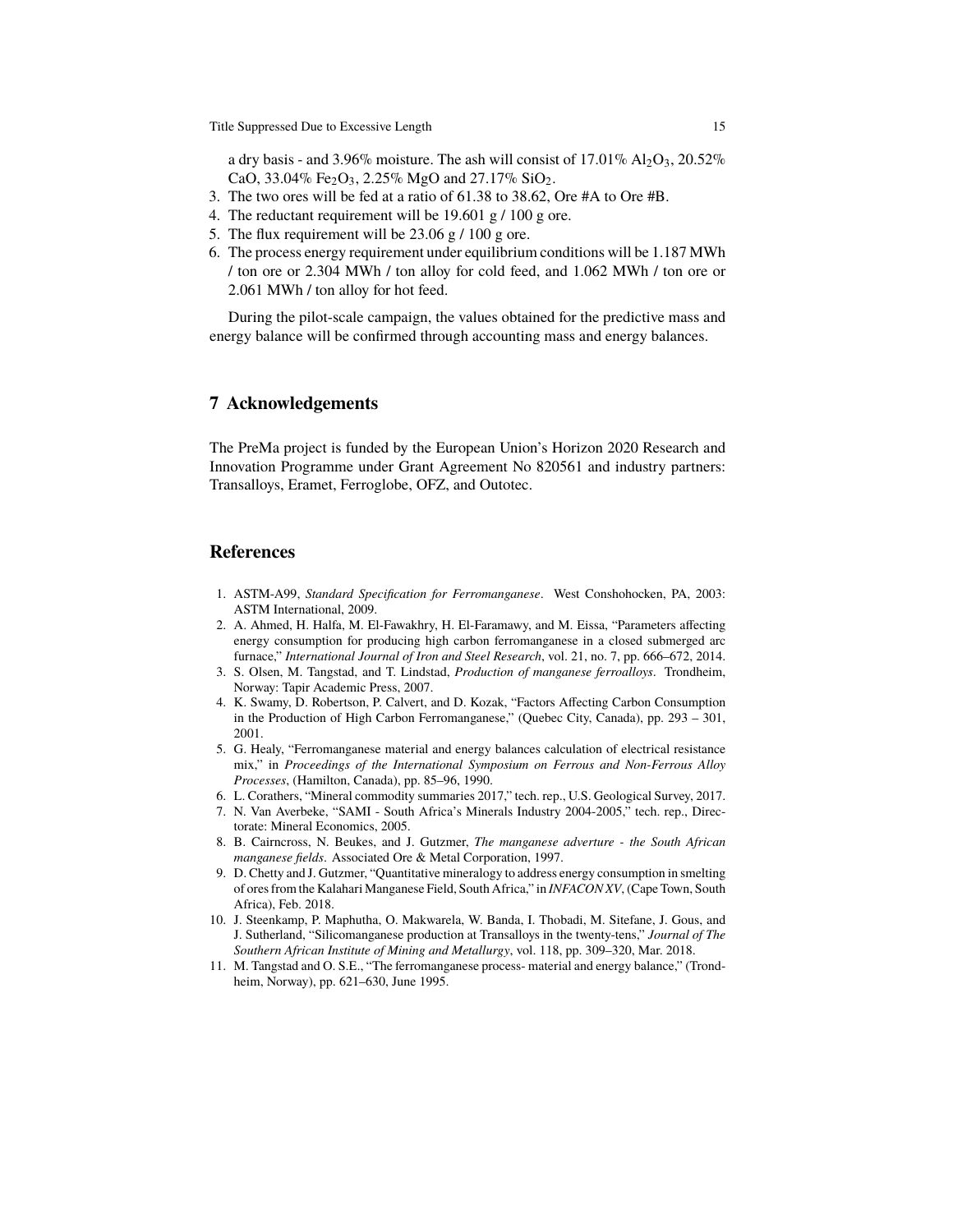a dry basis - and 3.96% moisture. The ash will consist of 17.01% $Al_2O_3$, 20.52% CaO, 33.04% $Fe_2O_3$, 2.25% MgO and 27.17% $SiO_2$.

3. The two ores will be fed at a ratio of 61.38 to 38.62, Ore #A to Ore #B.
4. The reductant requirement will be 19.601 g / 100 g ore.
5. The flux requirement will be 23.06 g / 100 g ore.
6. The process energy requirement under equilibrium conditions will be 1.187 MWh / ton ore or 2.304 MWh / ton alloy for cold feed, and 1.062 MWh / ton ore or 2.061 MWh / ton alloy for hot feed.

During the pilot-scale campaign, the values obtained for the predictive mass and energy balance will be confirmed through accounting mass and energy balances.

## 7 Acknowledgements

The PreMa project is funded by the European Union's Horizon 2020 Research and Innovation Programme under Grant Agreement No 820561 and industry partners: Transalloys, Eramet, Ferroglobe, OFZ, and Outotec.

## References

1. ASTM-A99, *Standard Specification for Ferromanganese*. West Conshohocken, PA, 2003: ASTM International, 2009.
2. A. Ahmed, H. Halfa, M. El-Fawakhry, H. El-Faramawy, and M. Eissa, "Parameters affecting energy consumption for producing high carbon ferromanganese in a closed submerged arc furnace," *International Journal of Iron and Steel Research*, vol. 21, no. 7, pp. 666–672, 2014.
3. S. Olsen, M. Tangstad, and T. Lindstad, *Production of manganese ferroalloys*. Trondheim, Norway: Tapir Academic Press, 2007.
4. K. Swamy, D. Robertson, P. Calvert, and D. Kozak, "Factors Affecting Carbon Consumption in the Production of High Carbon Ferromanganese," (Quebec City, Canada), pp. 293 – 301, 2001.
5. G. Healy, "Ferromanganese material and energy balances calculation of electrical resistance mix," in *Proceedings of the International Symposium on Ferrous and Non-Ferrous Alloy Processes*, (Hamilton, Canada), pp. 85–96, 1990.
6. L. Corathers, "Mineral commodity summaries 2017," tech. rep., U.S. Geological Survey, 2017.
7. N. Van Averbeke, "SAMI - South Africa's Minerals Industry 2004-2005," tech. rep., Directorate: Mineral Economics, 2005.
8. B. Cairncross, N. Beukes, and J. Gutzmer, *The manganese adverture - the South African manganese fields*. Associated Ore & Metal Corporation, 1997.
9. D. Chetty and J. Gutzmer, "Quantitative mineralogy to address energy consumption in smelting of ores from the Kalahari Manganese Field, South Africa," in *INFACON XV*, (Cape Town, South Africa), Feb. 2018.
10. J. Steenkamp, P. Maphutha, O. Makwarela, W. Banda, I. Thobadi, M. Sitefane, J. Gous, and J. Sutherland, "Silicomanganese production at Transalloys in the twenty-tens," *Journal of The Southern African Institute of Mining and Metallurgy*, vol. 118, pp. 309–320, Mar. 2018.
11. M. Tangstad and O. S.E., "The ferromanganese process- material and energy balance," (Trondheim, Norway), pp. 621–630, June 1995.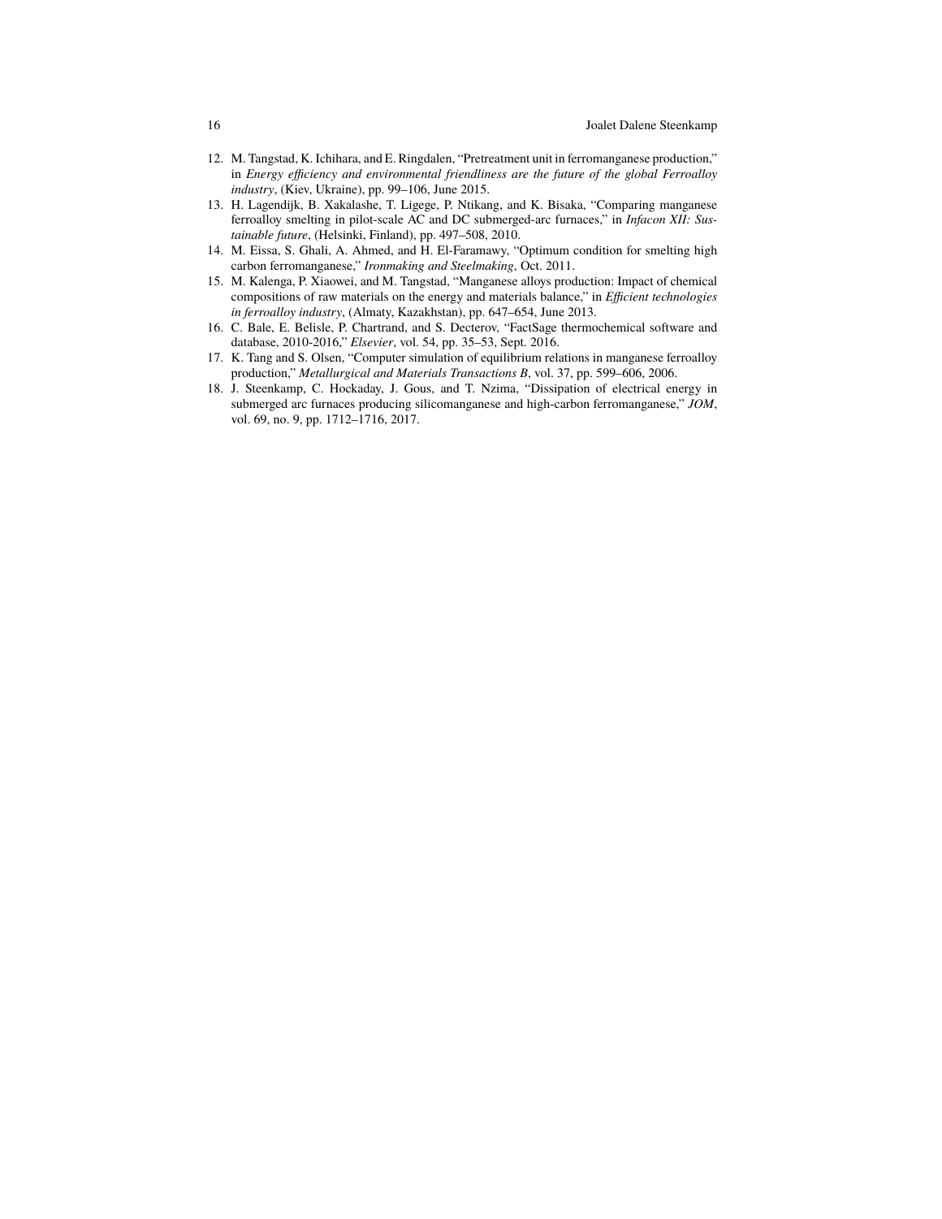12. M. Tangstad, K. Ichihara, and E. Ringdalen, "Pretreatment unit in ferromanganese production," in *Energy efficiency and environmental friendliness are the future of the global Ferroalloy industry*, (Kiev, Ukraine), pp. 99–106, June 2015.
13. H. Lagendijk, B. Xakalashe, T. Ligege, P. Ntikang, and K. Bisaka, "Comparing manganese ferroalloy smelting in pilot-scale AC and DC submerged-arc furnaces," in *Infacon XII: Sustainable future*, (Helsinki, Finland), pp. 497–508, 2010.
14. M. Eissa, S. Ghali, A. Ahmed, and H. El-Faramawy, "Optimum condition for smelting high carbon ferromanganese," *Ironmaking and Steelmaking*, Oct. 2011.
15. M. Kalenga, P. Xiaowei, and M. Tangstad, "Manganese alloys production: Impact of chemical compositions of raw materials on the energy and materials balance," in *Efficient technologies in ferroalloy industry*, (Almaty, Kazakhstan), pp. 647–654, June 2013.
16. C. Bale, E. Belisle, P. Chartrand, and S. Decterov, "FactSage thermochemical software and database, 2010-2016," *Elsevier*, vol. 54, pp. 35–53, Sept. 2016.
17. K. Tang and S. Olsen, "Computer simulation of equilibrium relations in manganese ferroalloy production," *Metallurgical and Materials Transactions B*, vol. 37, pp. 599–606, 2006.
18. J. Steenkamp, C. Hockaday, J. Gous, and T. Nzima, "Dissipation of electrical energy in submerged arc furnaces producing silicomanganese and high-carbon ferromanganese," *JOM*, vol. 69, no. 9, pp. 1712–1716, 2017.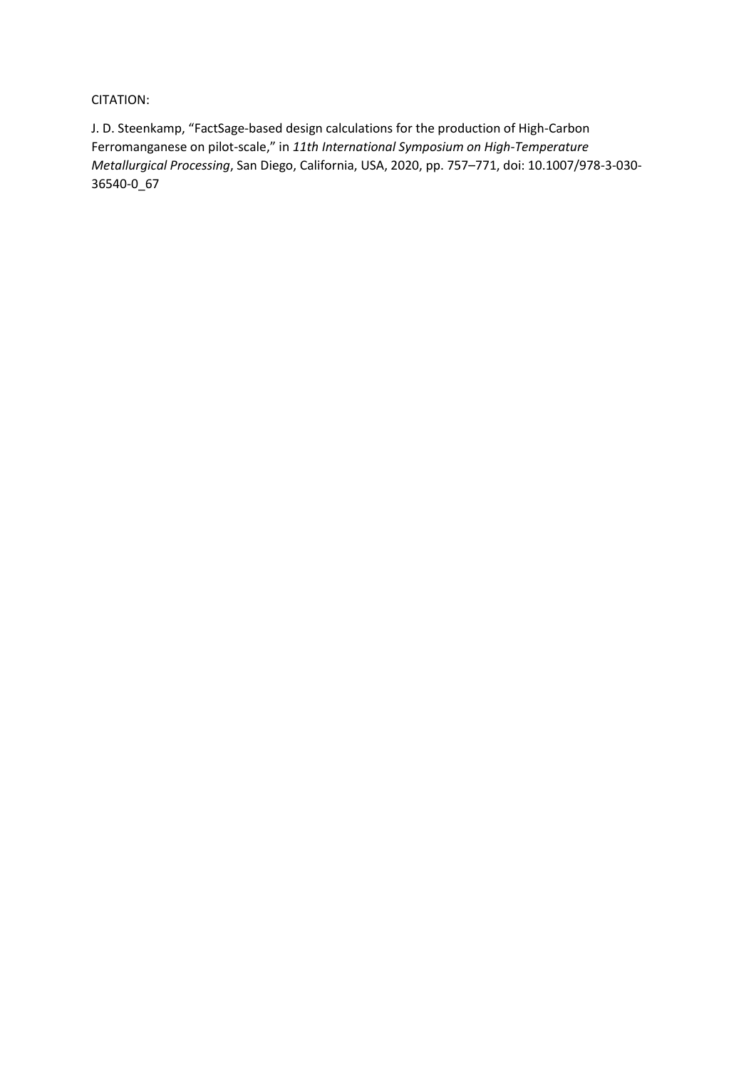CITATION:

J. D. Steenkamp, "FactSage-based design calculations for the production of High-Carbon Ferromanganese on pilot-scale," in *11th International Symposium on High-Temperature Metallurgical Processing*, San Diego, California, USA, 2020, pp. 757–771, doi: 10.1007/978-3-030-36540-0_67